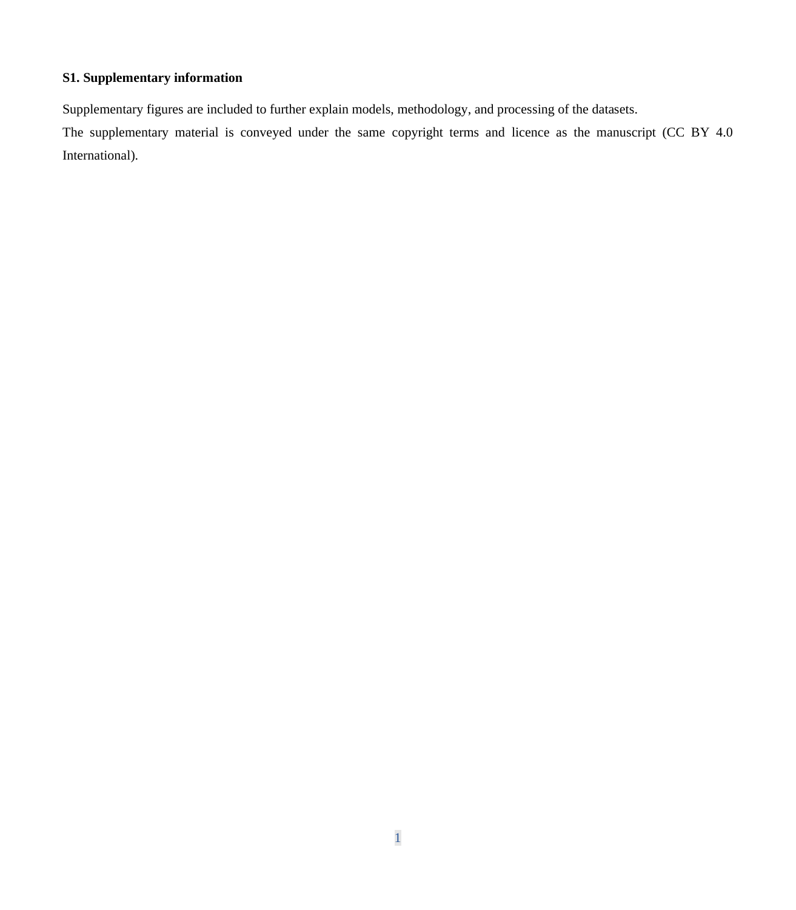**S1. Supplementary information**

Supplementary figures are included to further explain models, methodology, and processing of the datasets.

The supplementary material is conveyed under the same copyright terms and licence as the manuscript (CC BY 4.0 International).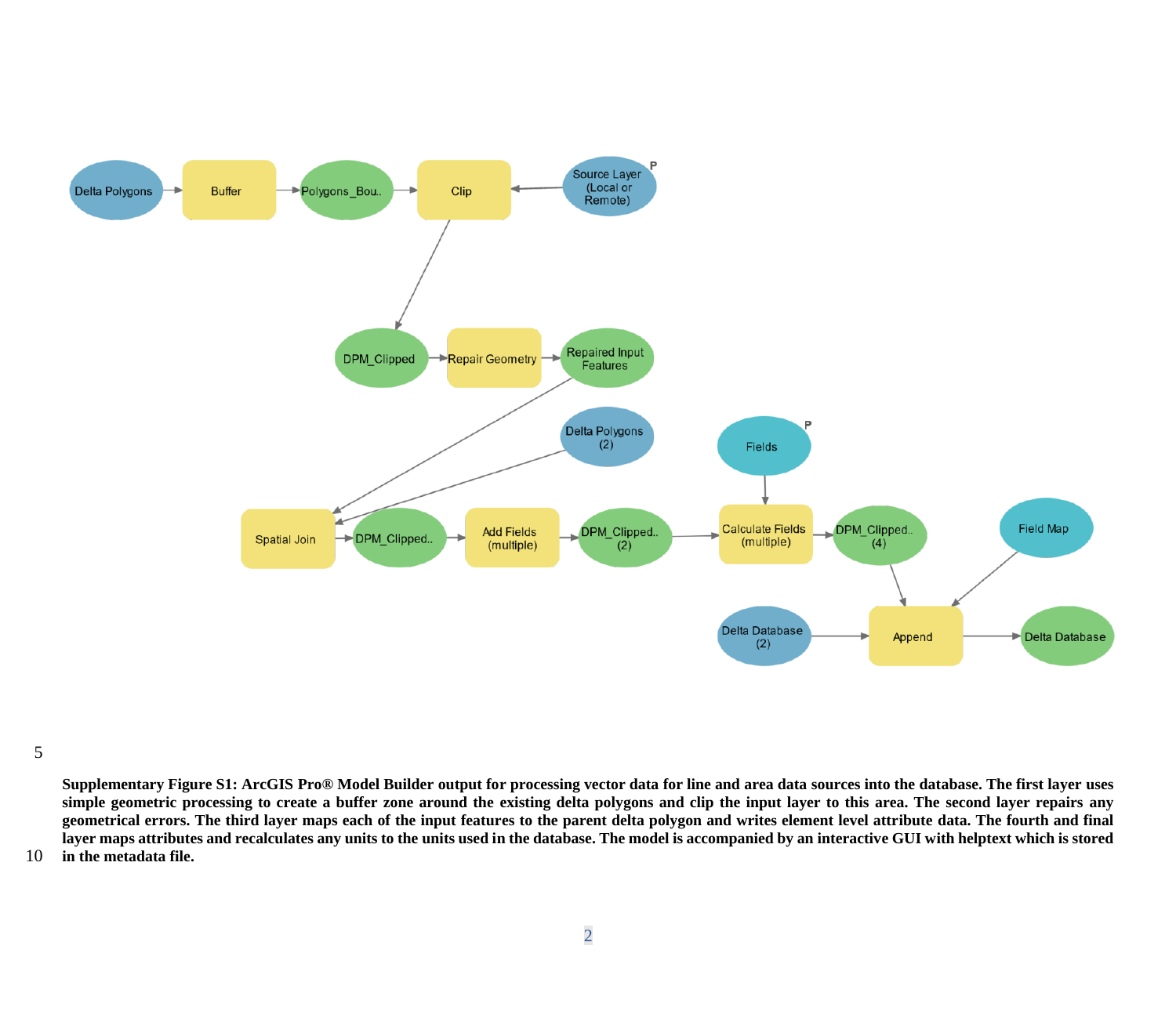**Supplementary Figure S1: ArcGIS Pro® Model Builder output for processing vector data for line and area data sources into the database. The first layer uses simple geometric processing to create a buffer zone around the existing delta polygons and clip the input layer to this area. The second layer repairs any geometrical errors. The third layer maps each of the input features to the parent delta polygon and writes element level attribute data. The fourth and final layer maps attributes and recalculates any units to the units used in the database. The model is accompanied by an interactive GUI with helptext which is stored in the metadata file.**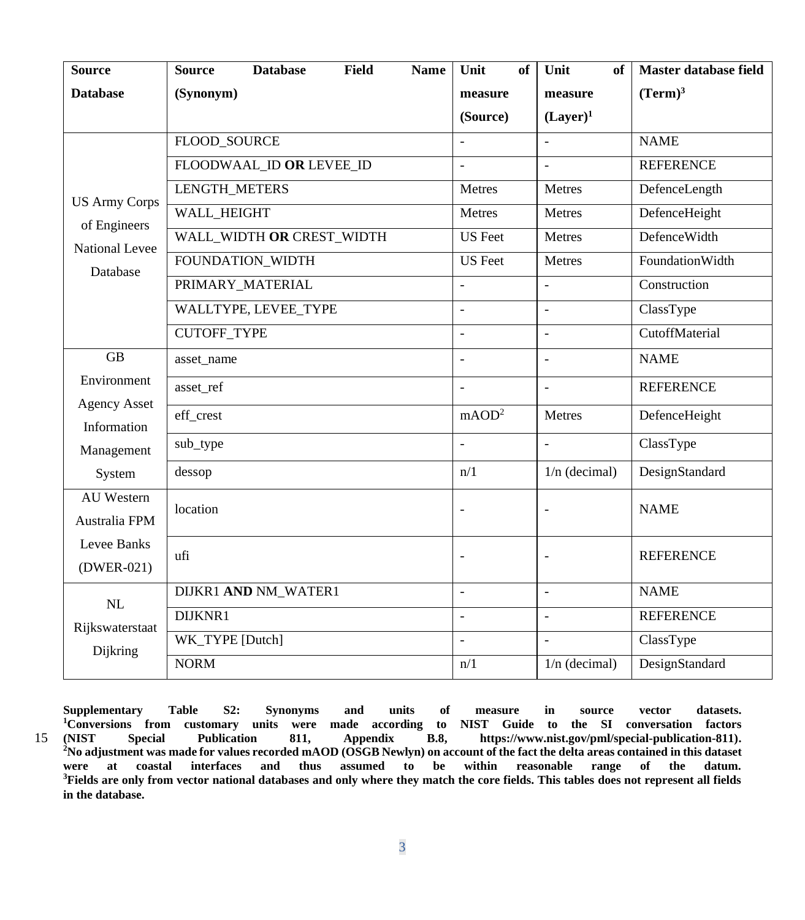| Source Database | Source Database Field Name (Synonym) | Unit of measure (Source) | Unit of measure (Layer)[1] | Master database field (Term)[3] |
|---|---|---|---|---|
| US Army Corps of Engineers National Levee Database | FLOOD_SOURCE | - | - | NAME |
| | FLOODWAAL_ID **OR** LEVEE_ID | - | - | REFERENCE |
| | LENGTH_METERS | Metres | Metres | DefenceLength |
| | WALL_HEIGHT | Metres | Metres | DefenceHeight |
| | WALL_WIDTH **OR** CREST_WIDTH | US Feet | Metres | DefenceWidth |
| | FOUNDATION_WIDTH | US Feet | Metres | FoundationWidth |
| | PRIMARY_MATERIAL | - | - | Construction |
| | WALLTYPE, LEVEE_TYPE | - | - | ClassType |
| | CUTOFF_TYPE | - | - | CutoffMaterial |
| GB Environment Agency Asset Information Management System | asset_name | - | - | NAME |
| | asset_ref | - | - | REFERENCE |
| | eff_crest | mAOD[2] | Metres | DefenceHeight |
| | sub_type | - | - | ClassType |
| | dessop | n/1 | 1/n (decimal) | DesignStandard |
| AU Western Australia FPM Levee Banks (DWER-021) | location | - | - | NAME |
| | ufi | - | - | REFERENCE |
| NL Rijkswaterstaat Dijkring | DIJKR1 **AND** NM_WATER1 | - | - | NAME |
| | DIJKNR1 | - | - | REFERENCE |
| | WK_TYPE [Dutch] | - | - | ClassType |
| | NORM | n/1 | 1/n (decimal) | DesignStandard |

**Supplementary Table S2: Synonyms and units of measure in source vector datasets. [1]Conversions from customary units were made according to NIST Guide to the SI conversation factors (NIST Special Publication 811, Appendix B.8, https://www.nist.gov/pml/special-publication-811). [2]No adjustment was made for values recorded mAOD (OSGB Newlyn) on account of the fact the delta areas contained in this dataset were at coastal interfaces and thus assumed to be within reasonable range of the datum. [3]Fields are only from vector national databases and only where they match the core fields. This tables does not represent all fields in the database.**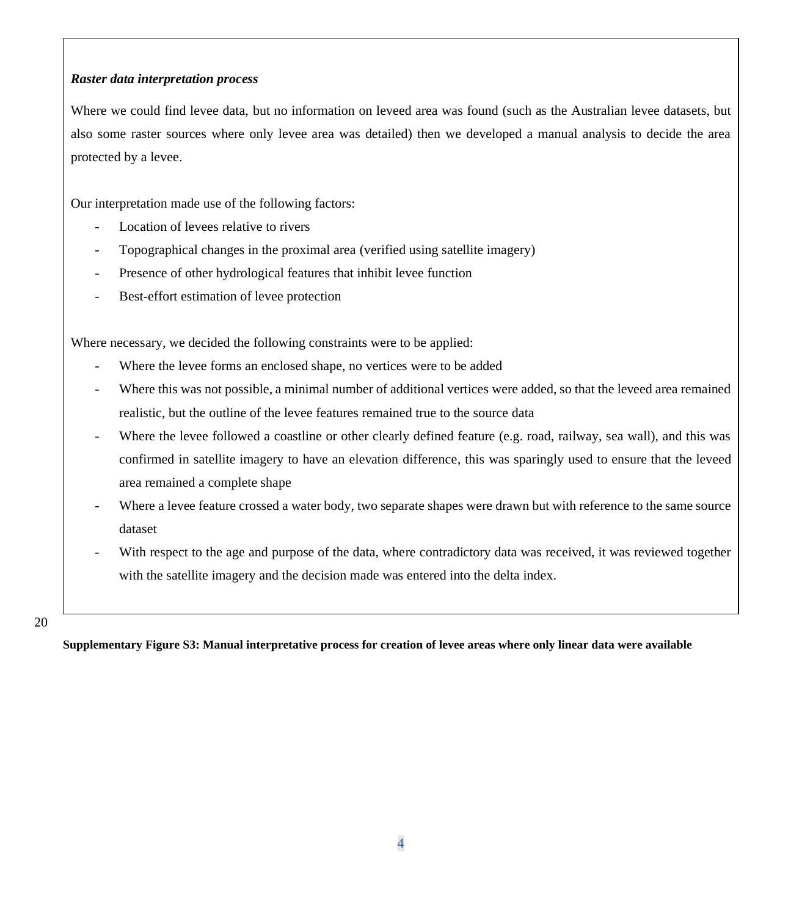***Raster data interpretation process***

Where we could find levee data, but no information on leveed area was found (such as the Australian levee datasets, but also some raster sources where only levee area was detailed) then we developed a manual analysis to decide the area protected by a levee.

Our interpretation made use of the following factors:

- Location of levees relative to rivers
- Topographical changes in the proximal area (verified using satellite imagery)
- Presence of other hydrological features that inhibit levee function
- Best-effort estimation of levee protection

Where necessary, we decided the following constraints were to be applied:

- Where the levee forms an enclosed shape, no vertices were to be added
- Where this was not possible, a minimal number of additional vertices were added, so that the leveed area remained realistic, but the outline of the levee features remained true to the source data
- Where the levee followed a coastline or other clearly defined feature (e.g. road, railway, sea wall), and this was confirmed in satellite imagery to have an elevation difference, this was sparingly used to ensure that the leveed area remained a complete shape
- Where a levee feature crossed a water body, two separate shapes were drawn but with reference to the same source dataset
- With respect to the age and purpose of the data, where contradictory data was received, it was reviewed together with the satellite imagery and the decision made was entered into the delta index.

**Supplementary Figure S3: Manual interpretative process for creation of levee areas where only linear data were available**